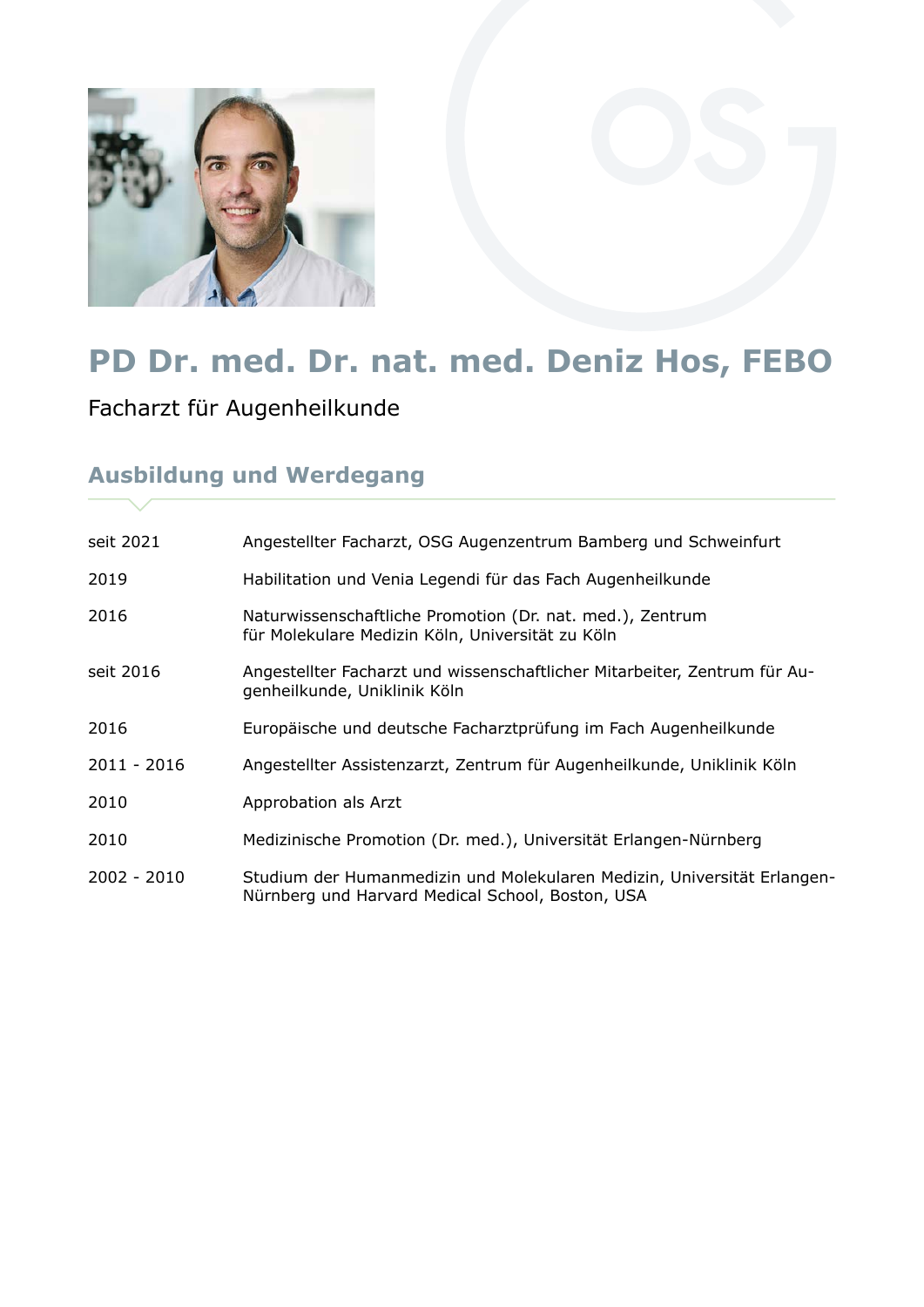# PD Dr. med. Dr. nat. med. Deniz Hos, FEBO

Facharzt für Augenheilkunde

## Ausbildung und Werdegang

| | |
|---|---|
| seit 2021 | Angestellter Facharzt, OSG Augenzentrum Bamberg und Schweinfurt |
| 2019 | Habilitation und Venia Legendi für das Fach Augenheilkunde |
| 2016 | Naturwissenschaftliche Promotion (Dr. nat. med.), Zentrum für Molekulare Medizin Köln, Universität zu Köln |
| seit 2016 | Angestellter Facharzt und wissenschaftlicher Mitarbeiter, Zentrum für Augenheilkunde, Uniklinik Köln |
| 2016 | Europäische und deutsche Facharztprüfung im Fach Augenheilkunde |
| 2011 - 2016 | Angestellter Assistenzarzt, Zentrum für Augenheilkunde, Uniklinik Köln |
| 2010 | Approbation als Arzt |
| 2010 | Medizinische Promotion (Dr. med.), Universität Erlangen-Nürnberg |
| 2002 - 2010 | Studium der Humanmedizin und Molekularen Medizin, Universität Erlangen-Nürnberg und Harvard Medical School, Boston, USA |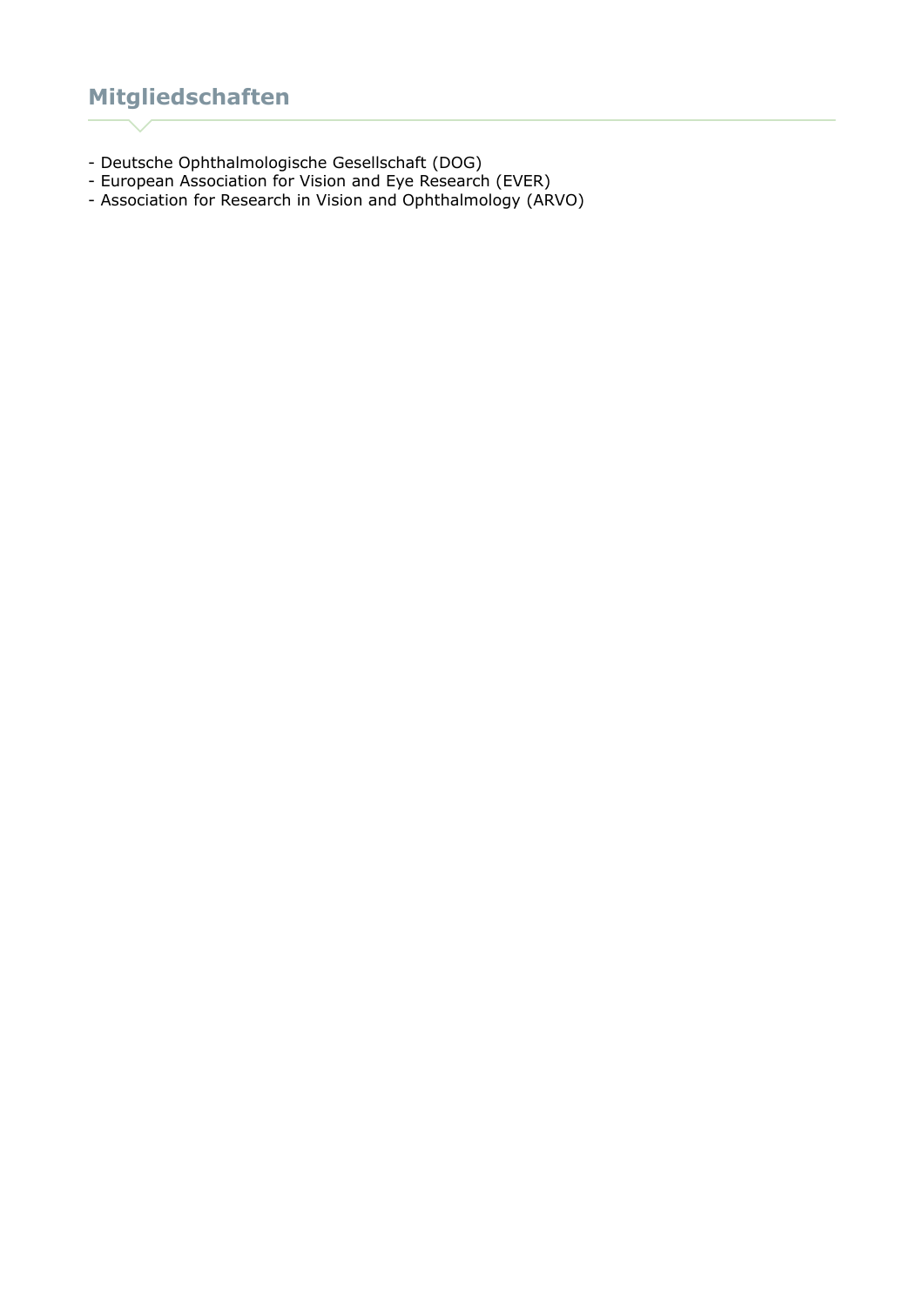## Mitgliedschaften

- Deutsche Ophthalmologische Gesellschaft (DOG)
- European Association for Vision and Eye Research (EVER)
- Association for Research in Vision and Ophthalmology (ARVO)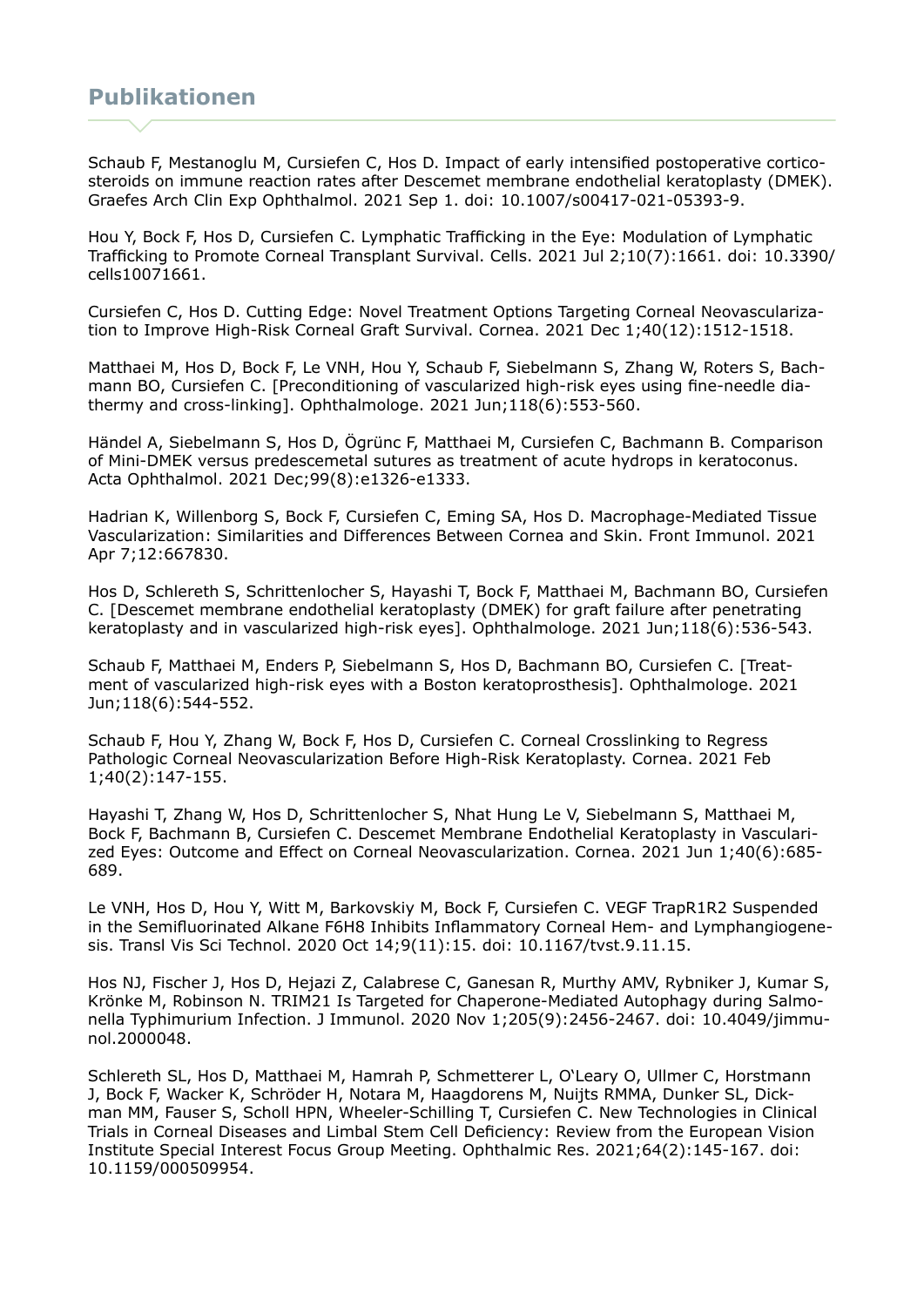## Publikationen

Schaub F, Mestanoglu M, Cursiefen C, Hos D. Impact of early intensified postoperative corticosteroids on immune reaction rates after Descemet membrane endothelial keratoplasty (DMEK). Graefes Arch Clin Exp Ophthalmol. 2021 Sep 1. doi: 10.1007/s00417-021-05393-9.

Hou Y, Bock F, Hos D, Cursiefen C. Lymphatic Trafficking in the Eye: Modulation of Lymphatic Trafficking to Promote Corneal Transplant Survival. Cells. 2021 Jul 2;10(7):1661. doi: 10.3390/cells10071661.

Cursiefen C, Hos D. Cutting Edge: Novel Treatment Options Targeting Corneal Neovascularization to Improve High-Risk Corneal Graft Survival. Cornea. 2021 Dec 1;40(12):1512-1518.

Matthaei M, Hos D, Bock F, Le VNH, Hou Y, Schaub F, Siebelmann S, Zhang W, Roters S, Bachmann BO, Cursiefen C. [Preconditioning of vascularized high-risk eyes using fine-needle diathermy and cross-linking]. Ophthalmologe. 2021 Jun;118(6):553-560.

Händel A, Siebelmann S, Hos D, Ögrünc F, Matthaei M, Cursiefen C, Bachmann B. Comparison of Mini-DMEK versus predescemetal sutures as treatment of acute hydrops in keratoconus. Acta Ophthalmol. 2021 Dec;99(8):e1326-e1333.

Hadrian K, Willenborg S, Bock F, Cursiefen C, Eming SA, Hos D. Macrophage-Mediated Tissue Vascularization: Similarities and Differences Between Cornea and Skin. Front Immunol. 2021 Apr 7;12:667830.

Hos D, Schlereth S, Schrittenlocher S, Hayashi T, Bock F, Matthaei M, Bachmann BO, Cursiefen C. [Descemet membrane endothelial keratoplasty (DMEK) for graft failure after penetrating keratoplasty and in vascularized high-risk eyes]. Ophthalmologe. 2021 Jun;118(6):536-543.

Schaub F, Matthaei M, Enders P, Siebelmann S, Hos D, Bachmann BO, Cursiefen C. [Treatment of vascularized high-risk eyes with a Boston keratoprosthesis]. Ophthalmologe. 2021 Jun;118(6):544-552.

Schaub F, Hou Y, Zhang W, Bock F, Hos D, Cursiefen C. Corneal Crosslinking to Regress Pathologic Corneal Neovascularization Before High-Risk Keratoplasty. Cornea. 2021 Feb 1;40(2):147-155.

Hayashi T, Zhang W, Hos D, Schrittenlocher S, Nhat Hung Le V, Siebelmann S, Matthaei M, Bock F, Bachmann B, Cursiefen C. Descemet Membrane Endothelial Keratoplasty in Vascularized Eyes: Outcome and Effect on Corneal Neovascularization. Cornea. 2021 Jun 1;40(6):685-689.

Le VNH, Hos D, Hou Y, Witt M, Barkovskiy M, Bock F, Cursiefen C. VEGF TrapR1R2 Suspended in the Semifluorinated Alkane F6H8 Inhibits Inflammatory Corneal Hem- and Lymphangiogenesis. Transl Vis Sci Technol. 2020 Oct 14;9(11):15. doi: 10.1167/tvst.9.11.15.

Hos NJ, Fischer J, Hos D, Hejazi Z, Calabrese C, Ganesan R, Murthy AMV, Rybniker J, Kumar S, Krönke M, Robinson N. TRIM21 Is Targeted for Chaperone-Mediated Autophagy during Salmonella Typhimurium Infection. J Immunol. 2020 Nov 1;205(9):2456-2467. doi: 10.4049/jimmunol.2000048.

Schlereth SL, Hos D, Matthaei M, Hamrah P, Schmetterer L, O'Leary O, Ullmer C, Horstmann J, Bock F, Wacker K, Schröder H, Notara M, Haagdorens M, Nuijts RMMA, Dunker SL, Dickman MM, Fauser S, Scholl HPN, Wheeler-Schilling T, Cursiefen C. New Technologies in Clinical Trials in Corneal Diseases and Limbal Stem Cell Deficiency: Review from the European Vision Institute Special Interest Focus Group Meeting. Ophthalmic Res. 2021;64(2):145-167. doi: 10.1159/000509954.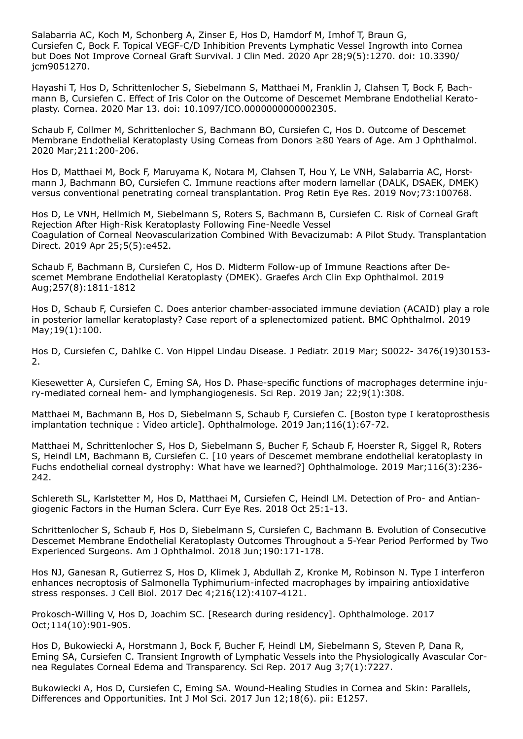Salabarria AC, Koch M, Schonberg A, Zinser E, Hos D, Hamdorf M, Imhof T, Braun G, Cursiefen C, Bock F. Topical VEGF-C/D Inhibition Prevents Lymphatic Vessel Ingrowth into Cornea but Does Not Improve Corneal Graft Survival. J Clin Med. 2020 Apr 28;9(5):1270. doi: 10.3390/jcm9051270.

Hayashi T, Hos D, Schrittenlocher S, Siebelmann S, Matthaei M, Franklin J, Clahsen T, Bock F, Bachmann B, Cursiefen C. Effect of Iris Color on the Outcome of Descemet Membrane Endothelial Keratoplasty. Cornea. 2020 Mar 13. doi: 10.1097/ICO.0000000000002305.

Schaub F, Collmer M, Schrittenlocher S, Bachmann BO, Cursiefen C, Hos D. Outcome of Descemet Membrane Endothelial Keratoplasty Using Corneas from Donors ≥80 Years of Age. Am J Ophthalmol. 2020 Mar;211:200-206.

Hos D, Matthaei M, Bock F, Maruyama K, Notara M, Clahsen T, Hou Y, Le VNH, Salabarria AC, Horstmann J, Bachmann BO, Cursiefen C. Immune reactions after modern lamellar (DALK, DSAEK, DMEK) versus conventional penetrating corneal transplantation. Prog Retin Eye Res. 2019 Nov;73:100768.

Hos D, Le VNH, Hellmich M, Siebelmann S, Roters S, Bachmann B, Cursiefen C. Risk of Corneal Graft Rejection After High-Risk Keratoplasty Following Fine-Needle Vessel Coagulation of Corneal Neovascularization Combined With Bevacizumab: A Pilot Study. Transplantation Direct. 2019 Apr 25;5(5):e452.

Schaub F, Bachmann B, Cursiefen C, Hos D. Midterm Follow-up of Immune Reactions after Descemet Membrane Endothelial Keratoplasty (DMEK). Graefes Arch Clin Exp Ophthalmol. 2019 Aug;257(8):1811-1812

Hos D, Schaub F, Cursiefen C. Does anterior chamber-associated immune deviation (ACAID) play a role in posterior lamellar keratoplasty? Case report of a splenectomized patient. BMC Ophthalmol. 2019 May;19(1):100.

Hos D, Cursiefen C, Dahlke C. Von Hippel Lindau Disease. J Pediatr. 2019 Mar; S0022- 3476(19)30153-2.

Kiesewetter A, Cursiefen C, Eming SA, Hos D. Phase-specific functions of macrophages determine injury-mediated corneal hem- and lymphangiogenesis. Sci Rep. 2019 Jan; 22;9(1):308.

Matthaei M, Bachmann B, Hos D, Siebelmann S, Schaub F, Cursiefen C. [Boston type I keratoprosthesis implantation technique : Video article]. Ophthalmologe. 2019 Jan;116(1):67-72.

Matthaei M, Schrittenlocher S, Hos D, Siebelmann S, Bucher F, Schaub F, Hoerster R, Siggel R, Roters S, Heindl LM, Bachmann B, Cursiefen C. [10 years of Descemet membrane endothelial keratoplasty in Fuchs endothelial corneal dystrophy: What have we learned?] Ophthalmologe. 2019 Mar;116(3):236-242.

Schlereth SL, Karlstetter M, Hos D, Matthaei M, Cursiefen C, Heindl LM. Detection of Pro- and Antiangiogenic Factors in the Human Sclera. Curr Eye Res. 2018 Oct 25:1-13.

Schrittenlocher S, Schaub F, Hos D, Siebelmann S, Cursiefen C, Bachmann B. Evolution of Consecutive Descemet Membrane Endothelial Keratoplasty Outcomes Throughout a 5-Year Period Performed by Two Experienced Surgeons. Am J Ophthalmol. 2018 Jun;190:171-178.

Hos NJ, Ganesan R, Gutierrez S, Hos D, Klimek J, Abdullah Z, Kronke M, Robinson N. Type I interferon enhances necroptosis of Salmonella Typhimurium-infected macrophages by impairing antioxidative stress responses. J Cell Biol. 2017 Dec 4;216(12):4107-4121.

Prokosch-Willing V, Hos D, Joachim SC. [Research during residency]. Ophthalmologe. 2017 Oct;114(10):901-905.

Hos D, Bukowiecki A, Horstmann J, Bock F, Bucher F, Heindl LM, Siebelmann S, Steven P, Dana R, Eming SA, Cursiefen C. Transient Ingrowth of Lymphatic Vessels into the Physiologically Avascular Cornea Regulates Corneal Edema and Transparency. Sci Rep. 2017 Aug 3;7(1):7227.

Bukowiecki A, Hos D, Cursiefen C, Eming SA. Wound-Healing Studies in Cornea and Skin: Parallels, Differences and Opportunities. Int J Mol Sci. 2017 Jun 12;18(6). pii: E1257.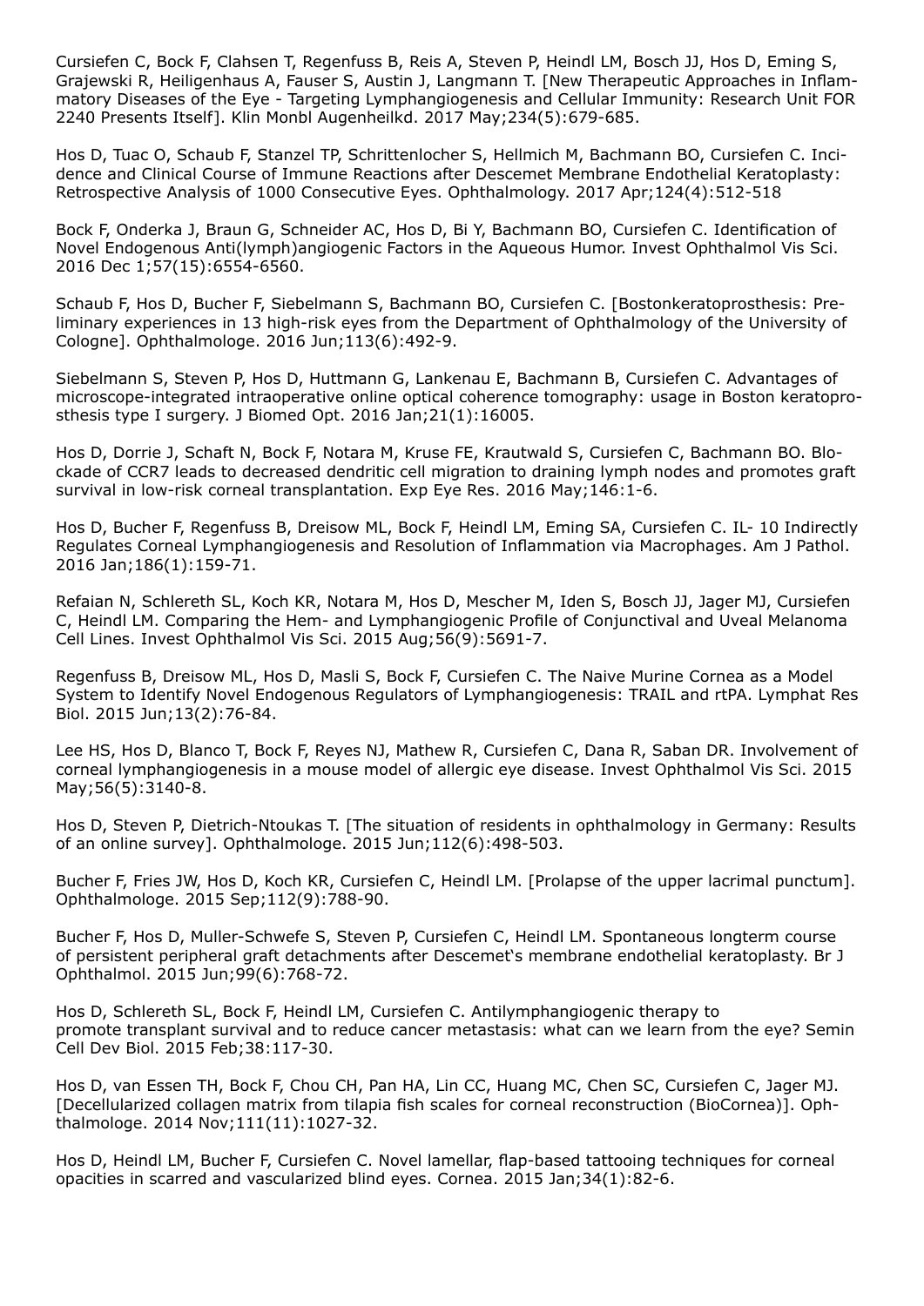Cursiefen C, Bock F, Clahsen T, Regenfuss B, Reis A, Steven P, Heindl LM, Bosch JJ, Hos D, Eming S, Grajewski R, Heiligenhaus A, Fauser S, Austin J, Langmann T. [New Therapeutic Approaches in Inflammatory Diseases of the Eye - Targeting Lymphangiogenesis and Cellular Immunity: Research Unit FOR 2240 Presents Itself]. Klin Monbl Augenheilkd. 2017 May;234(5):679-685.

Hos D, Tuac O, Schaub F, Stanzel TP, Schrittenlocher S, Hellmich M, Bachmann BO, Cursiefen C. Incidence and Clinical Course of Immune Reactions after Descemet Membrane Endothelial Keratoplasty: Retrospective Analysis of 1000 Consecutive Eyes. Ophthalmology. 2017 Apr;124(4):512-518

Bock F, Onderka J, Braun G, Schneider AC, Hos D, Bi Y, Bachmann BO, Cursiefen C. Identification of Novel Endogenous Anti(lymph)angiogenic Factors in the Aqueous Humor. Invest Ophthalmol Vis Sci. 2016 Dec 1;57(15):6554-6560.

Schaub F, Hos D, Bucher F, Siebelmann S, Bachmann BO, Cursiefen C. [Bostonkeratoprosthesis: Preliminary experiences in 13 high-risk eyes from the Department of Ophthalmology of the University of Cologne]. Ophthalmologe. 2016 Jun;113(6):492-9.

Siebelmann S, Steven P, Hos D, Huttmann G, Lankenau E, Bachmann B, Cursiefen C. Advantages of microscope-integrated intraoperative online optical coherence tomography: usage in Boston keratoprosthesis type I surgery. J Biomed Opt. 2016 Jan;21(1):16005.

Hos D, Dorrie J, Schaft N, Bock F, Notara M, Kruse FE, Krautwald S, Cursiefen C, Bachmann BO. Blockade of CCR7 leads to decreased dendritic cell migration to draining lymph nodes and promotes graft survival in low-risk corneal transplantation. Exp Eye Res. 2016 May;146:1-6.

Hos D, Bucher F, Regenfuss B, Dreisow ML, Bock F, Heindl LM, Eming SA, Cursiefen C. IL- 10 Indirectly Regulates Corneal Lymphangiogenesis and Resolution of Inflammation via Macrophages. Am J Pathol. 2016 Jan;186(1):159-71.

Refaian N, Schlereth SL, Koch KR, Notara M, Hos D, Mescher M, Iden S, Bosch JJ, Jager MJ, Cursiefen C, Heindl LM. Comparing the Hem- and Lymphangiogenic Profile of Conjunctival and Uveal Melanoma Cell Lines. Invest Ophthalmol Vis Sci. 2015 Aug;56(9):5691-7.

Regenfuss B, Dreisow ML, Hos D, Masli S, Bock F, Cursiefen C. The Naive Murine Cornea as a Model System to Identify Novel Endogenous Regulators of Lymphangiogenesis: TRAIL and rtPA. Lymphat Res Biol. 2015 Jun;13(2):76-84.

Lee HS, Hos D, Blanco T, Bock F, Reyes NJ, Mathew R, Cursiefen C, Dana R, Saban DR. Involvement of corneal lymphangiogenesis in a mouse model of allergic eye disease. Invest Ophthalmol Vis Sci. 2015 May;56(5):3140-8.

Hos D, Steven P, Dietrich-Ntoukas T. [The situation of residents in ophthalmology in Germany: Results of an online survey]. Ophthalmologe. 2015 Jun;112(6):498-503.

Bucher F, Fries JW, Hos D, Koch KR, Cursiefen C, Heindl LM. [Prolapse of the upper lacrimal punctum]. Ophthalmologe. 2015 Sep;112(9):788-90.

Bucher F, Hos D, Muller-Schwefe S, Steven P, Cursiefen C, Heindl LM. Spontaneous longterm course of persistent peripheral graft detachments after Descemet's membrane endothelial keratoplasty. Br J Ophthalmol. 2015 Jun;99(6):768-72.

Hos D, Schlereth SL, Bock F, Heindl LM, Cursiefen C. Antilymphangiogenic therapy to promote transplant survival and to reduce cancer metastasis: what can we learn from the eye? Semin Cell Dev Biol. 2015 Feb;38:117-30.

Hos D, van Essen TH, Bock F, Chou CH, Pan HA, Lin CC, Huang MC, Chen SC, Cursiefen C, Jager MJ. [Decellularized collagen matrix from tilapia fish scales for corneal reconstruction (BioCornea)]. Ophthalmologe. 2014 Nov;111(11):1027-32.

Hos D, Heindl LM, Bucher F, Cursiefen C. Novel lamellar, flap-based tattooing techniques for corneal opacities in scarred and vascularized blind eyes. Cornea. 2015 Jan;34(1):82-6.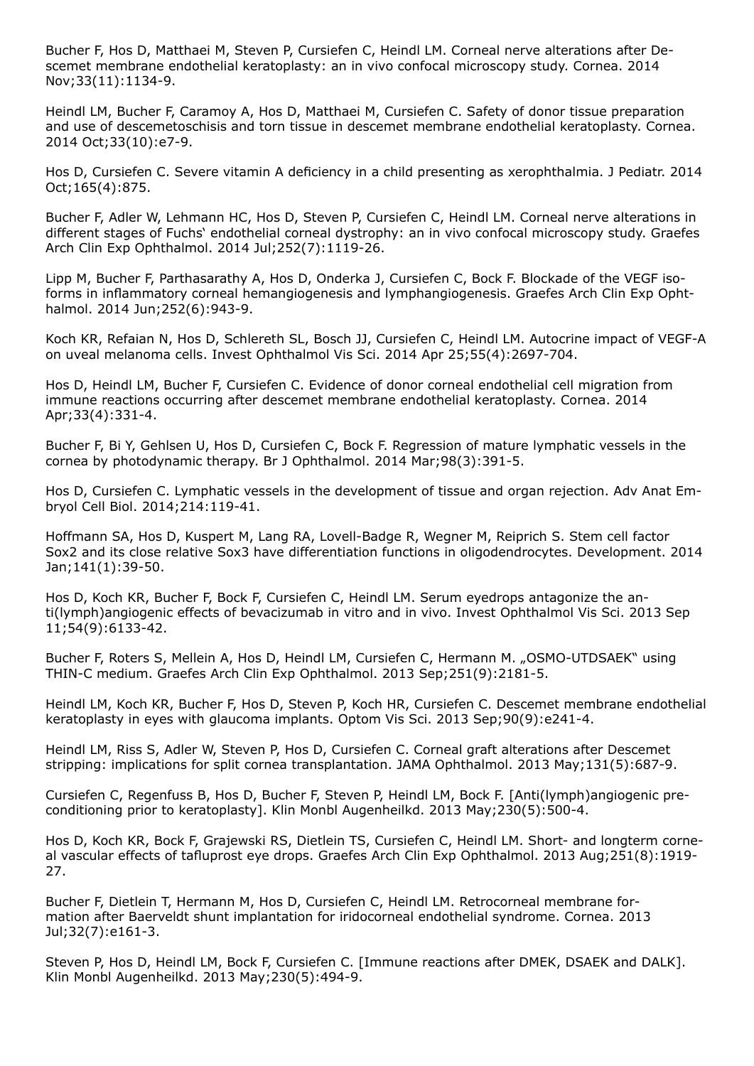Bucher F, Hos D, Matthaei M, Steven P, Cursiefen C, Heindl LM. Corneal nerve alterations after Descemet membrane endothelial keratoplasty: an in vivo confocal microscopy study. Cornea. 2014 Nov;33(11):1134-9.

Heindl LM, Bucher F, Caramoy A, Hos D, Matthaei M, Cursiefen C. Safety of donor tissue preparation and use of descemetoschisis and torn tissue in descemet membrane endothelial keratoplasty. Cornea. 2014 Oct;33(10):e7-9.

Hos D, Cursiefen C. Severe vitamin A deficiency in a child presenting as xerophthalmia. J Pediatr. 2014 Oct;165(4):875.

Bucher F, Adler W, Lehmann HC, Hos D, Steven P, Cursiefen C, Heindl LM. Corneal nerve alterations in different stages of Fuchs' endothelial corneal dystrophy: an in vivo confocal microscopy study. Graefes Arch Clin Exp Ophthalmol. 2014 Jul;252(7):1119-26.

Lipp M, Bucher F, Parthasarathy A, Hos D, Onderka J, Cursiefen C, Bock F. Blockade of the VEGF isoforms in inflammatory corneal hemangiogenesis and lymphangiogenesis. Graefes Arch Clin Exp Ophthalmol. 2014 Jun;252(6):943-9.

Koch KR, Refaian N, Hos D, Schlereth SL, Bosch JJ, Cursiefen C, Heindl LM. Autocrine impact of VEGF-A on uveal melanoma cells. Invest Ophthalmol Vis Sci. 2014 Apr 25;55(4):2697-704.

Hos D, Heindl LM, Bucher F, Cursiefen C. Evidence of donor corneal endothelial cell migration from immune reactions occurring after descemet membrane endothelial keratoplasty. Cornea. 2014 Apr;33(4):331-4.

Bucher F, Bi Y, Gehlsen U, Hos D, Cursiefen C, Bock F. Regression of mature lymphatic vessels in the cornea by photodynamic therapy. Br J Ophthalmol. 2014 Mar;98(3):391-5.

Hos D, Cursiefen C. Lymphatic vessels in the development of tissue and organ rejection. Adv Anat Embryol Cell Biol. 2014;214:119-41.

Hoffmann SA, Hos D, Kuspert M, Lang RA, Lovell-Badge R, Wegner M, Reiprich S. Stem cell factor Sox2 and its close relative Sox3 have differentiation functions in oligodendrocytes. Development. 2014 Jan;141(1):39-50.

Hos D, Koch KR, Bucher F, Bock F, Cursiefen C, Heindl LM. Serum eyedrops antagonize the anti(lymph)angiogenic effects of bevacizumab in vitro and in vivo. Invest Ophthalmol Vis Sci. 2013 Sep 11;54(9):6133-42.

Bucher F, Roters S, Mellein A, Hos D, Heindl LM, Cursiefen C, Hermann M. „OSMO-UTDSAEK" using THIN-C medium. Graefes Arch Clin Exp Ophthalmol. 2013 Sep;251(9):2181-5.

Heindl LM, Koch KR, Bucher F, Hos D, Steven P, Koch HR, Cursiefen C. Descemet membrane endothelial keratoplasty in eyes with glaucoma implants. Optom Vis Sci. 2013 Sep;90(9):e241-4.

Heindl LM, Riss S, Adler W, Steven P, Hos D, Cursiefen C. Corneal graft alterations after Descemet stripping: implications for split cornea transplantation. JAMA Ophthalmol. 2013 May;131(5):687-9.

Cursiefen C, Regenfuss B, Hos D, Bucher F, Steven P, Heindl LM, Bock F. [Anti(lymph)angiogenic preconditioning prior to keratoplasty]. Klin Monbl Augenheilkd. 2013 May;230(5):500-4.

Hos D, Koch KR, Bock F, Grajewski RS, Dietlein TS, Cursiefen C, Heindl LM. Short- and longterm corneal vascular effects of tafluprost eye drops. Graefes Arch Clin Exp Ophthalmol. 2013 Aug;251(8):1919-27.

Bucher F, Dietlein T, Hermann M, Hos D, Cursiefen C, Heindl LM. Retrocorneal membrane formation after Baerveldt shunt implantation for iridocorneal endothelial syndrome. Cornea. 2013 Jul;32(7):e161-3.

Steven P, Hos D, Heindl LM, Bock F, Cursiefen C. [Immune reactions after DMEK, DSAEK and DALK]. Klin Monbl Augenheilkd. 2013 May;230(5):494-9.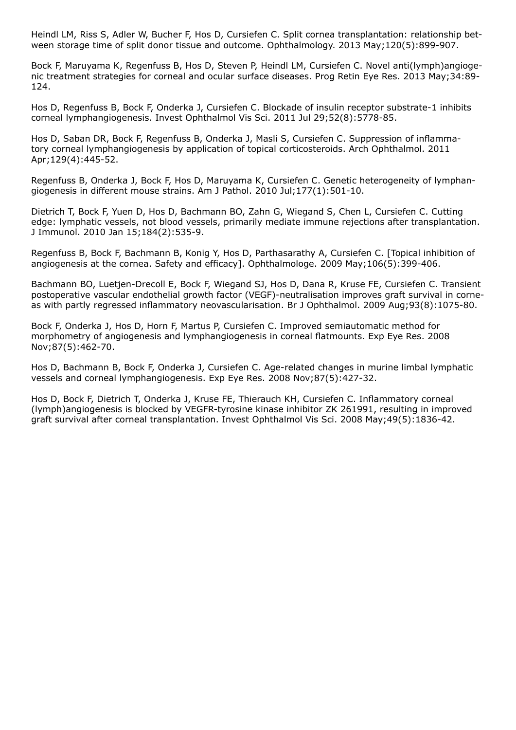Heindl LM, Riss S, Adler W, Bucher F, Hos D, Cursiefen C. Split cornea transplantation: relationship between storage time of split donor tissue and outcome. Ophthalmology. 2013 May;120(5):899-907.

Bock F, Maruyama K, Regenfuss B, Hos D, Steven P, Heindl LM, Cursiefen C. Novel anti(lymph)angiogenic treatment strategies for corneal and ocular surface diseases. Prog Retin Eye Res. 2013 May;34:89-124.

Hos D, Regenfuss B, Bock F, Onderka J, Cursiefen C. Blockade of insulin receptor substrate-1 inhibits corneal lymphangiogenesis. Invest Ophthalmol Vis Sci. 2011 Jul 29;52(8):5778-85.

Hos D, Saban DR, Bock F, Regenfuss B, Onderka J, Masli S, Cursiefen C. Suppression of inflammatory corneal lymphangiogenesis by application of topical corticosteroids. Arch Ophthalmol. 2011 Apr;129(4):445-52.

Regenfuss B, Onderka J, Bock F, Hos D, Maruyama K, Cursiefen C. Genetic heterogeneity of lymphangiogenesis in different mouse strains. Am J Pathol. 2010 Jul;177(1):501-10.

Dietrich T, Bock F, Yuen D, Hos D, Bachmann BO, Zahn G, Wiegand S, Chen L, Cursiefen C. Cutting edge: lymphatic vessels, not blood vessels, primarily mediate immune rejections after transplantation. J Immunol. 2010 Jan 15;184(2):535-9.

Regenfuss B, Bock F, Bachmann B, Konig Y, Hos D, Parthasarathy A, Cursiefen C. [Topical inhibition of angiogenesis at the cornea. Safety and efficacy]. Ophthalmologe. 2009 May;106(5):399-406.

Bachmann BO, Luetjen-Drecoll E, Bock F, Wiegand SJ, Hos D, Dana R, Kruse FE, Cursiefen C. Transient postoperative vascular endothelial growth factor (VEGF)-neutralisation improves graft survival in corneas with partly regressed inflammatory neovascularisation. Br J Ophthalmol. 2009 Aug;93(8):1075-80.

Bock F, Onderka J, Hos D, Horn F, Martus P, Cursiefen C. Improved semiautomatic method for morphometry of angiogenesis and lymphangiogenesis in corneal flatmounts. Exp Eye Res. 2008 Nov;87(5):462-70.

Hos D, Bachmann B, Bock F, Onderka J, Cursiefen C. Age-related changes in murine limbal lymphatic vessels and corneal lymphangiogenesis. Exp Eye Res. 2008 Nov;87(5):427-32.

Hos D, Bock F, Dietrich T, Onderka J, Kruse FE, Thierauch KH, Cursiefen C. Inflammatory corneal (lymph)angiogenesis is blocked by VEGFR-tyrosine kinase inhibitor ZK 261991, resulting in improved graft survival after corneal transplantation. Invest Ophthalmol Vis Sci. 2008 May;49(5):1836-42.